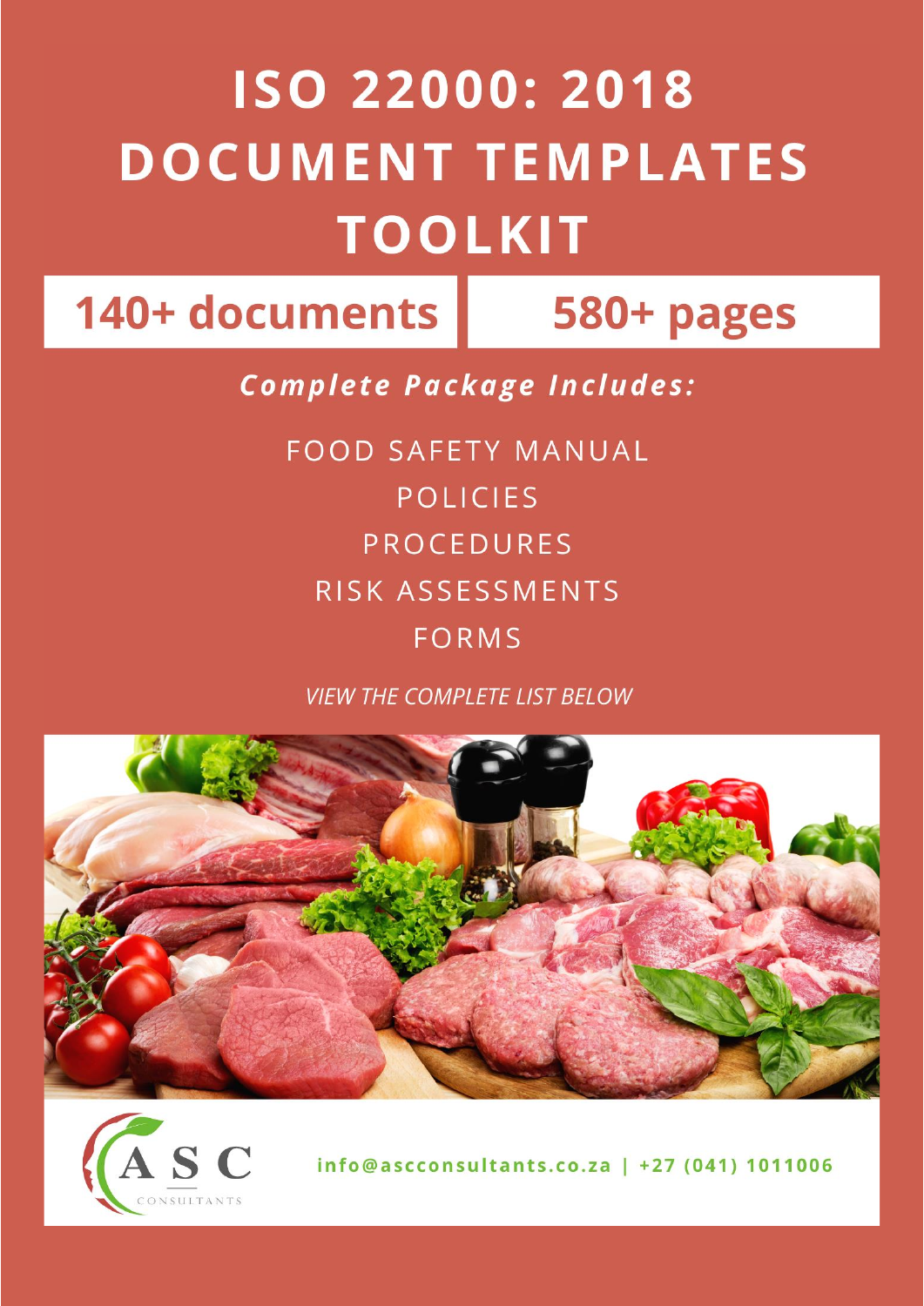# ISO 22000: 2018 DOCUMENT TEMPLATES TOOLKIT

| 140+ documents | 580+ pages |
| --- | --- |

***Complete Package Includes:***

FOOD SAFETY MANUAL

POLICIES

PROCEDURES

RISK ASSESSMENTS

FORMS

*VIEW THE COMPLETE LIST BELOW*

ASC CONSULTANTS

info@ascconsultants.co.za | +27 (041) 1011006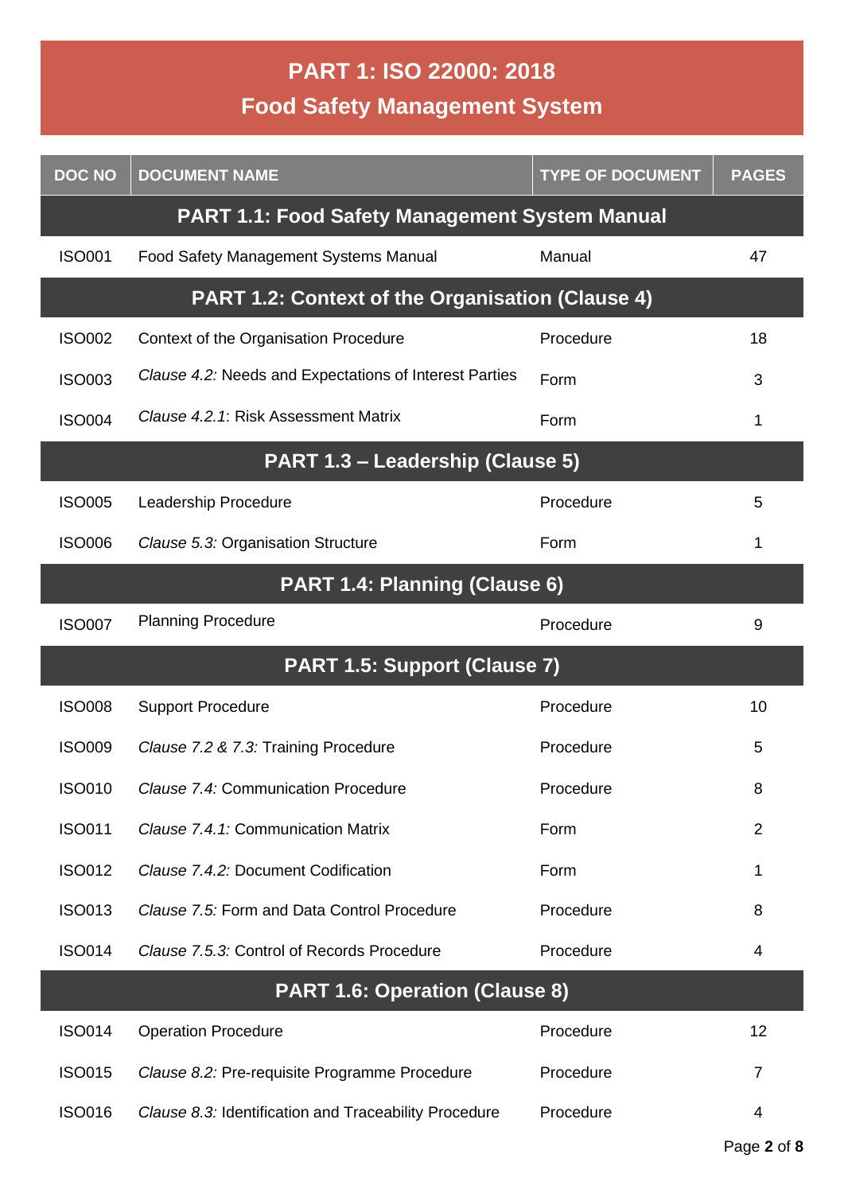# PART 1: ISO 22000: 2018
# Food Safety Management System

| DOC NO | DOCUMENT NAME | TYPE OF DOCUMENT | PAGES |
|---|---|---|---|
| **PART 1.1: Food Safety Management System Manual** | | | |
| ISO001 | Food Safety Management Systems Manual | Manual | 47 |
| **PART 1.2: Context of the Organisation (Clause 4)** | | | |
| ISO002 | Context of the Organisation Procedure | Procedure | 18 |
| ISO003 | *Clause 4.2:* Needs and Expectations of Interest Parties | Form | 3 |
| ISO004 | *Clause 4.2.1*: Risk Assessment Matrix | Form | 1 |
| **PART 1.3 – Leadership (Clause 5)** | | | |
| ISO005 | Leadership Procedure | Procedure | 5 |
| ISO006 | *Clause 5.3:* Organisation Structure | Form | 1 |
| **PART 1.4: Planning (Clause 6)** | | | |
| ISO007 | Planning Procedure | Procedure | 9 |
| **PART 1.5: Support (Clause 7)** | | | |
| ISO008 | Support Procedure | Procedure | 10 |
| ISO009 | *Clause 7.2 & 7.3:* Training Procedure | Procedure | 5 |
| ISO010 | *Clause 7.4:* Communication Procedure | Procedure | 8 |
| ISO011 | *Clause 7.4.1:* Communication Matrix | Form | 2 |
| ISO012 | *Clause 7.4.2:* Document Codification | Form | 1 |
| ISO013 | *Clause 7.5:* Form and Data Control Procedure | Procedure | 8 |
| ISO014 | *Clause 7.5.3:* Control of Records Procedure | Procedure | 4 |
| **PART 1.6: Operation (Clause 8)** | | | |
| ISO014 | Operation Procedure | Procedure | 12 |
| ISO015 | *Clause 8.2:* Pre-requisite Programme Procedure | Procedure | 7 |
| ISO016 | *Clause 8.3:* Identification and Traceability Procedure | Procedure | 4 |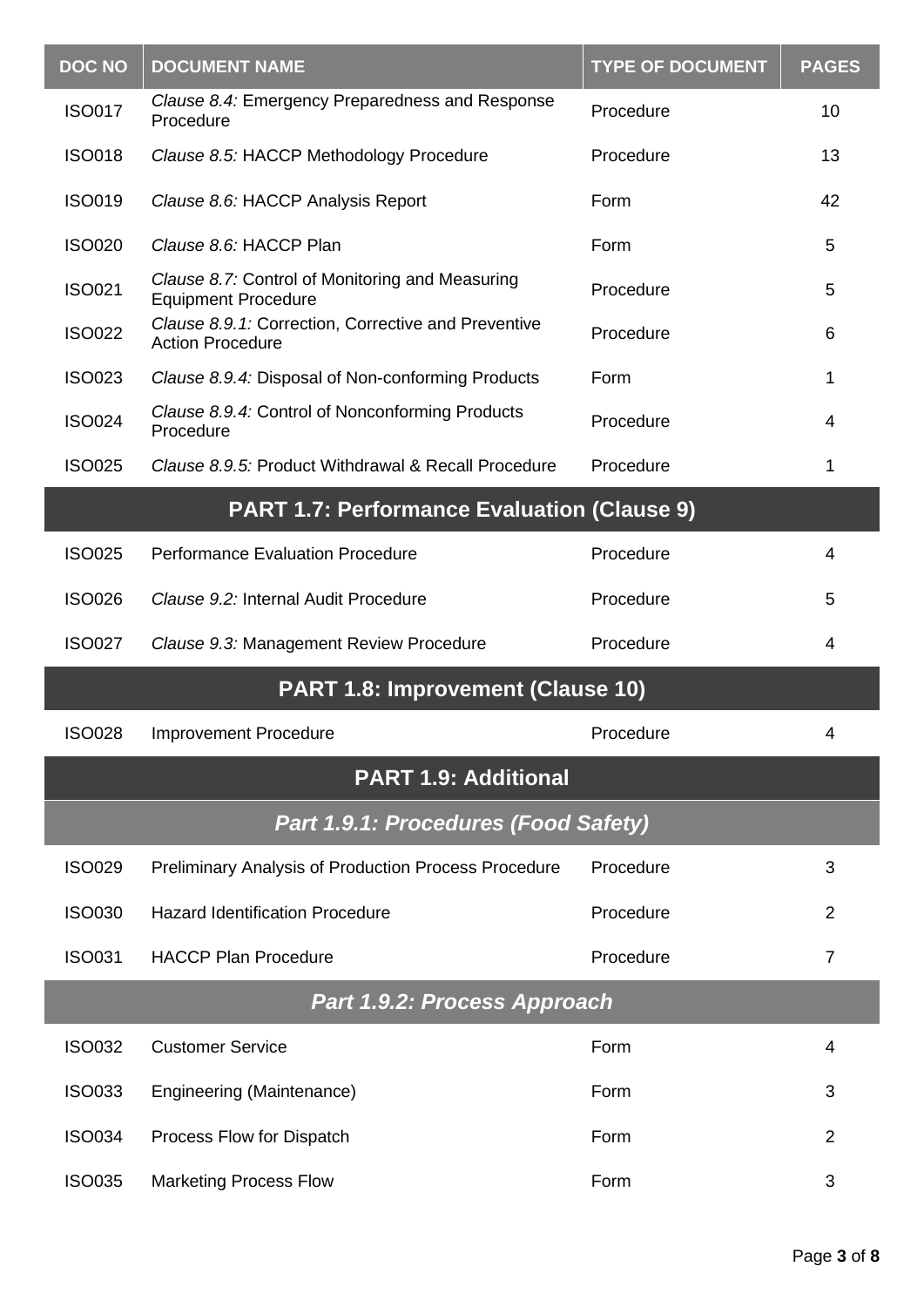| DOC NO | DOCUMENT NAME | TYPE OF DOCUMENT | PAGES |
|---|---|---|---|
| ISO017 | *Clause 8.4:* Emergency Preparedness and Response Procedure | Procedure | 10 |
| ISO018 | *Clause 8.5:* HACCP Methodology Procedure | Procedure | 13 |
| ISO019 | *Clause 8.6:* HACCP Analysis Report | Form | 42 |
| ISO020 | *Clause 8.6:* HACCP Plan | Form | 5 |
| ISO021 | *Clause 8.7:* Control of Monitoring and Measuring Equipment Procedure | Procedure | 5 |
| ISO022 | *Clause 8.9.1:* Correction, Corrective and Preventive Action Procedure | Procedure | 6 |
| ISO023 | *Clause 8.9.4:* Disposal of Non-conforming Products | Form | 1 |
| ISO024 | *Clause 8.9.4:* Control of Nonconforming Products Procedure | Procedure | 4 |
| ISO025 | *Clause 8.9.5:* Product Withdrawal & Recall Procedure | Procedure | 1 |
| **PART 1.7: Performance Evaluation (Clause 9)** | | | |
| ISO025 | Performance Evaluation Procedure | Procedure | 4 |
| ISO026 | *Clause 9.2:* Internal Audit Procedure | Procedure | 5 |
| ISO027 | *Clause 9.3:* Management Review Procedure | Procedure | 4 |
| **PART 1.8: Improvement (Clause 10)** | | | |
| ISO028 | Improvement Procedure | Procedure | 4 |
| **PART 1.9: Additional** | | | |
| ***Part 1.9.1: Procedures (Food Safety)*** | | | |
| ISO029 | Preliminary Analysis of Production Process Procedure | Procedure | 3 |
| ISO030 | Hazard Identification Procedure | Procedure | 2 |
| ISO031 | HACCP Plan Procedure | Procedure | 7 |
| ***Part 1.9.2: Process Approach*** | | | |
| ISO032 | Customer Service | Form | 4 |
| ISO033 | Engineering (Maintenance) | Form | 3 |
| ISO034 | Process Flow for Dispatch | Form | 2 |
| ISO035 | Marketing Process Flow | Form | 3 |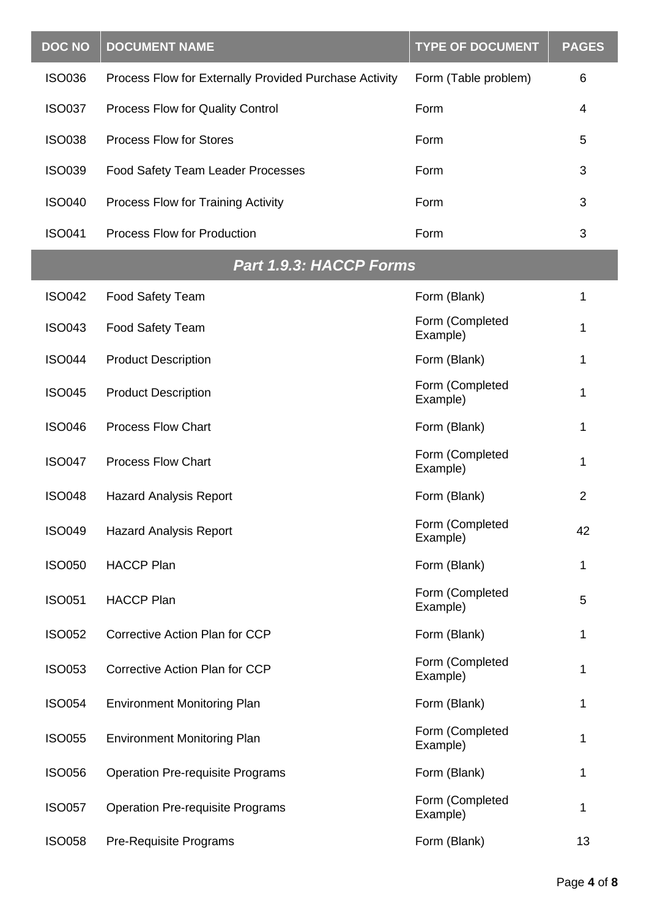| DOC NO | DOCUMENT NAME | TYPE OF DOCUMENT | PAGES |
|---|---|---|---|
| ISO036 | Process Flow for Externally Provided Purchase Activity | Form (Table problem) | 6 |
| ISO037 | Process Flow for Quality Control | Form | 4 |
| ISO038 | Process Flow for Stores | Form | 5 |
| ISO039 | Food Safety Team Leader Processes | Form | 3 |
| ISO040 | Process Flow for Training Activity | Form | 3 |
| ISO041 | Process Flow for Production | Form | 3 |
| | ***Part 1.9.3: HACCP Forms*** | | |
| ISO042 | Food Safety Team | Form (Blank) | 1 |
| ISO043 | Food Safety Team | Form (Completed Example) | 1 |
| ISO044 | Product Description | Form (Blank) | 1 |
| ISO045 | Product Description | Form (Completed Example) | 1 |
| ISO046 | Process Flow Chart | Form (Blank) | 1 |
| ISO047 | Process Flow Chart | Form (Completed Example) | 1 |
| ISO048 | Hazard Analysis Report | Form (Blank) | 2 |
| ISO049 | Hazard Analysis Report | Form (Completed Example) | 42 |
| ISO050 | HACCP Plan | Form (Blank) | 1 |
| ISO051 | HACCP Plan | Form (Completed Example) | 5 |
| ISO052 | Corrective Action Plan for CCP | Form (Blank) | 1 |
| ISO053 | Corrective Action Plan for CCP | Form (Completed Example) | 1 |
| ISO054 | Environment Monitoring Plan | Form (Blank) | 1 |
| ISO055 | Environment Monitoring Plan | Form (Completed Example) | 1 |
| ISO056 | Operation Pre-requisite Programs | Form (Blank) | 1 |
| ISO057 | Operation Pre-requisite Programs | Form (Completed Example) | 1 |
| ISO058 | Pre-Requisite Programs | Form (Blank) | 13 |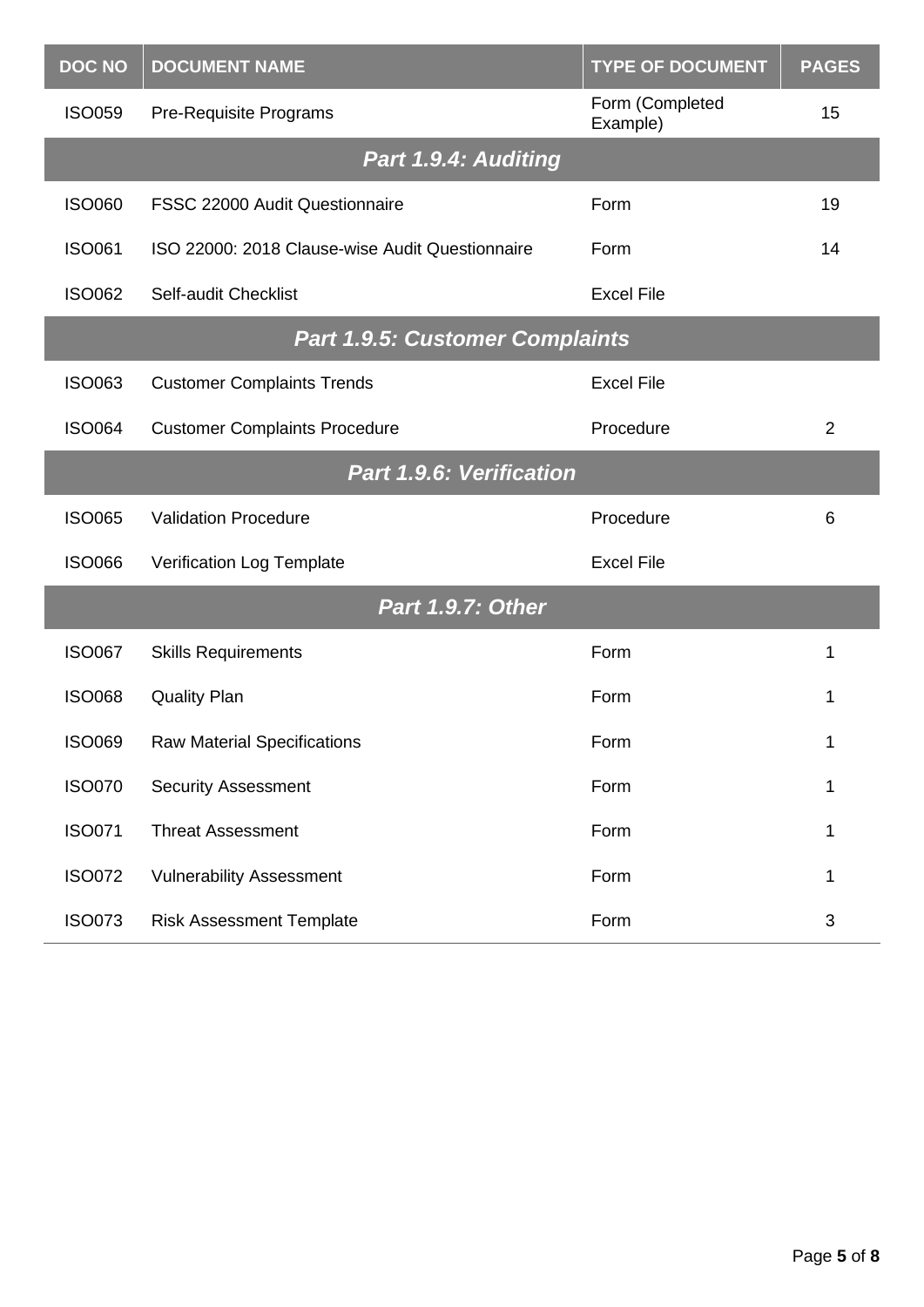| DOC NO | DOCUMENT NAME | TYPE OF DOCUMENT | PAGES |
|---|---|---|---|
| ISO059 | Pre-Requisite Programs | Form (Completed Example) | 15 |
| ***Part 1.9.4: Auditing*** | | | |
| ISO060 | FSSC 22000 Audit Questionnaire | Form | 19 |
| ISO061 | ISO 22000: 2018 Clause-wise Audit Questionnaire | Form | 14 |
| ISO062 | Self-audit Checklist | Excel File | |
| ***Part 1.9.5: Customer Complaints*** | | | |
| ISO063 | Customer Complaints Trends | Excel File | |
| ISO064 | Customer Complaints Procedure | Procedure | 2 |
| ***Part 1.9.6: Verification*** | | | |
| ISO065 | Validation Procedure | Procedure | 6 |
| ISO066 | Verification Log Template | Excel File | |
| ***Part 1.9.7: Other*** | | | |
| ISO067 | Skills Requirements | Form | 1 |
| ISO068 | Quality Plan | Form | 1 |
| ISO069 | Raw Material Specifications | Form | 1 |
| ISO070 | Security Assessment | Form | 1 |
| ISO071 | Threat Assessment | Form | 1 |
| ISO072 | Vulnerability Assessment | Form | 1 |
| ISO073 | Risk Assessment Template | Form | 3 |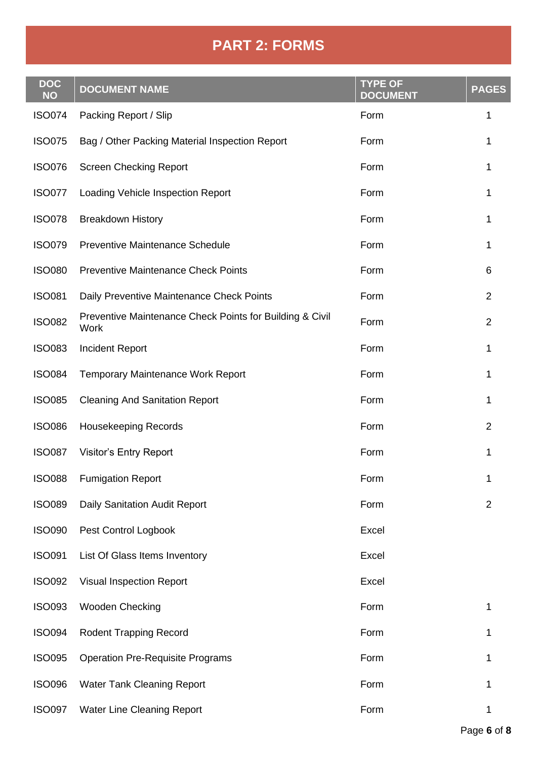# PART 2: FORMS

| DOC NO | DOCUMENT NAME | TYPE OF DOCUMENT | PAGES |
|---|---|---|---|
| ISO074 | Packing Report / Slip | Form | 1 |
| ISO075 | Bag / Other Packing Material Inspection Report | Form | 1 |
| ISO076 | Screen Checking Report | Form | 1 |
| ISO077 | Loading Vehicle Inspection Report | Form | 1 |
| ISO078 | Breakdown History | Form | 1 |
| ISO079 | Preventive Maintenance Schedule | Form | 1 |
| ISO080 | Preventive Maintenance Check Points | Form | 6 |
| ISO081 | Daily Preventive Maintenance Check Points | Form | 2 |
| ISO082 | Preventive Maintenance Check Points for Building & Civil Work | Form | 2 |
| ISO083 | Incident Report | Form | 1 |
| ISO084 | Temporary Maintenance Work Report | Form | 1 |
| ISO085 | Cleaning And Sanitation Report | Form | 1 |
| ISO086 | Housekeeping Records | Form | 2 |
| ISO087 | Visitor's Entry Report | Form | 1 |
| ISO088 | Fumigation Report | Form | 1 |
| ISO089 | Daily Sanitation Audit Report | Form | 2 |
| ISO090 | Pest Control Logbook | Excel | |
| ISO091 | List Of Glass Items Inventory | Excel | |
| ISO092 | Visual Inspection Report | Excel | |
| ISO093 | Wooden Checking | Form | 1 |
| ISO094 | Rodent Trapping Record | Form | 1 |
| ISO095 | Operation Pre-Requisite Programs | Form | 1 |
| ISO096 | Water Tank Cleaning Report | Form | 1 |
| ISO097 | Water Line Cleaning Report | Form | 1 |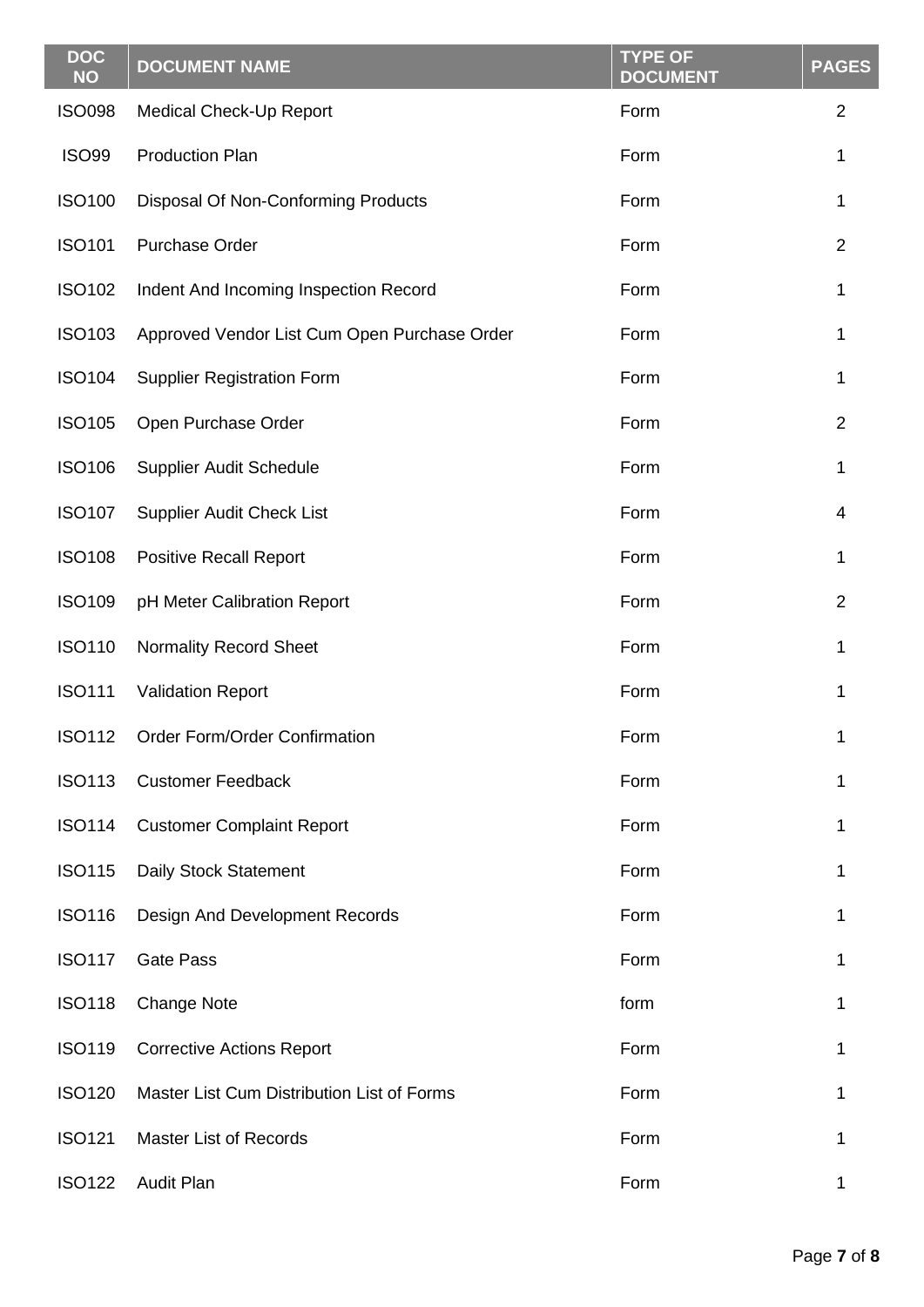| DOC NO | DOCUMENT NAME | TYPE OF DOCUMENT | PAGES |
|---|---|---|---|
| ISO098 | Medical Check-Up Report | Form | 2 |
| ISO99 | Production Plan | Form | 1 |
| ISO100 | Disposal Of Non-Conforming Products | Form | 1 |
| ISO101 | Purchase Order | Form | 2 |
| ISO102 | Indent And Incoming Inspection Record | Form | 1 |
| ISO103 | Approved Vendor List Cum Open Purchase Order | Form | 1 |
| ISO104 | Supplier Registration Form | Form | 1 |
| ISO105 | Open Purchase Order | Form | 2 |
| ISO106 | Supplier Audit Schedule | Form | 1 |
| ISO107 | Supplier Audit Check List | Form | 4 |
| ISO108 | Positive Recall Report | Form | 1 |
| ISO109 | pH Meter Calibration Report | Form | 2 |
| ISO110 | Normality Record Sheet | Form | 1 |
| ISO111 | Validation Report | Form | 1 |
| ISO112 | Order Form/Order Confirmation | Form | 1 |
| ISO113 | Customer Feedback | Form | 1 |
| ISO114 | Customer Complaint Report | Form | 1 |
| ISO115 | Daily Stock Statement | Form | 1 |
| ISO116 | Design And Development Records | Form | 1 |
| ISO117 | Gate Pass | Form | 1 |
| ISO118 | Change Note | form | 1 |
| ISO119 | Corrective Actions Report | Form | 1 |
| ISO120 | Master List Cum Distribution List of Forms | Form | 1 |
| ISO121 | Master List of Records | Form | 1 |
| ISO122 | Audit Plan | Form | 1 |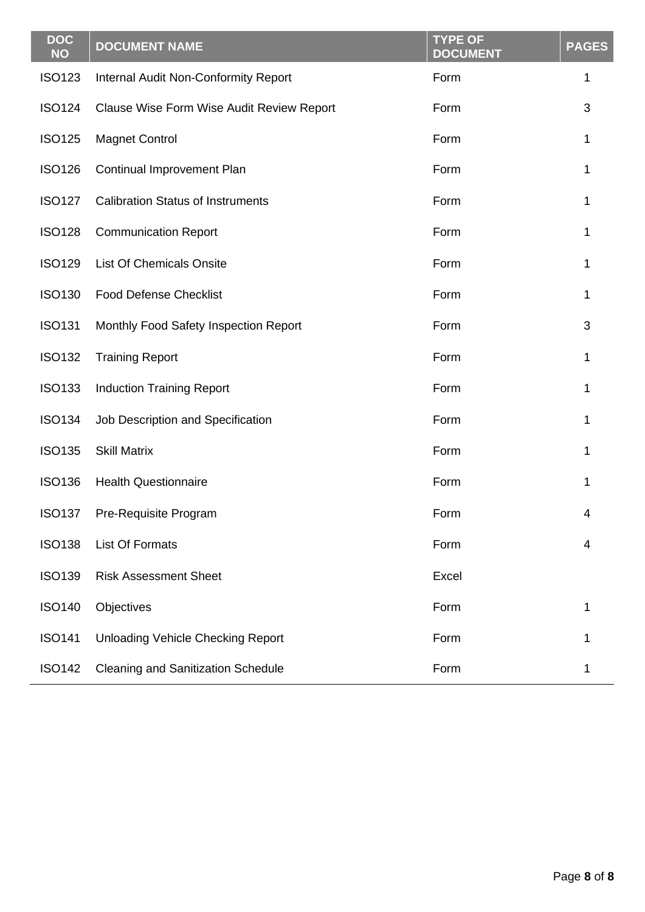| DOC NO | DOCUMENT NAME | TYPE OF DOCUMENT | PAGES |
|---|---|---|---|
| ISO123 | Internal Audit Non-Conformity Report | Form | 1 |
| ISO124 | Clause Wise Form Wise Audit Review Report | Form | 3 |
| ISO125 | Magnet Control | Form | 1 |
| ISO126 | Continual Improvement Plan | Form | 1 |
| ISO127 | Calibration Status of Instruments | Form | 1 |
| ISO128 | Communication Report | Form | 1 |
| ISO129 | List Of Chemicals Onsite | Form | 1 |
| ISO130 | Food Defense Checklist | Form | 1 |
| ISO131 | Monthly Food Safety Inspection Report | Form | 3 |
| ISO132 | Training Report | Form | 1 |
| ISO133 | Induction Training Report | Form | 1 |
| ISO134 | Job Description and Specification | Form | 1 |
| ISO135 | Skill Matrix | Form | 1 |
| ISO136 | Health Questionnaire | Form | 1 |
| ISO137 | Pre-Requisite Program | Form | 4 |
| ISO138 | List Of Formats | Form | 4 |
| ISO139 | Risk Assessment Sheet | Excel | |
| ISO140 | Objectives | Form | 1 |
| ISO141 | Unloading Vehicle Checking Report | Form | 1 |
| ISO142 | Cleaning and Sanitization Schedule | Form | 1 |